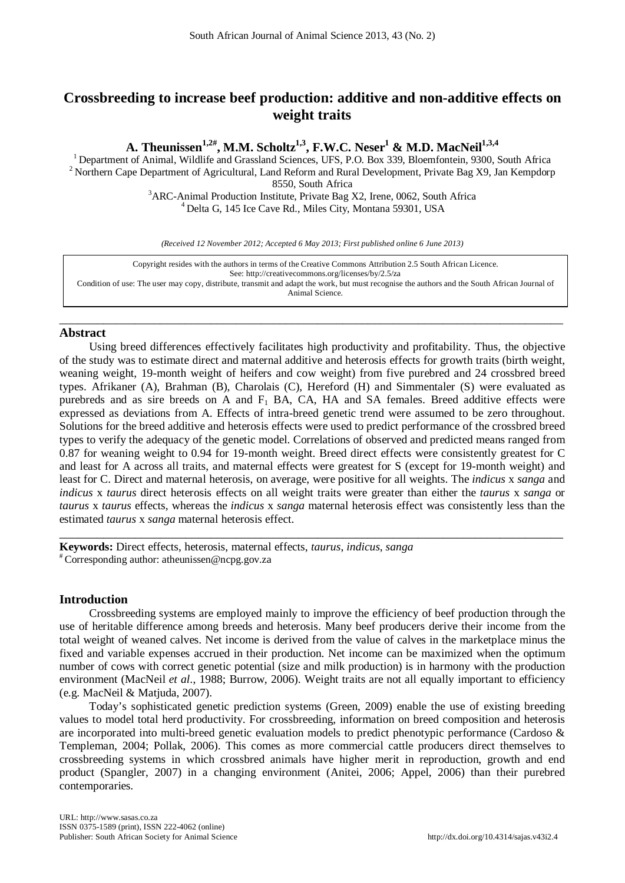# Crossbreeding to increase beef production: additive and non-additive effects on weight traits

**A. Theunissen[1,2#], M.M. Scholtz[1,3], F.W.C. Neser[1] & M.D. MacNeil[1,3,4]**

[1] Department of Animal, Wildlife and Grassland Sciences, UFS, P.O. Box 339, Bloemfontein, 9300, South Africa
[2] Northern Cape Department of Agricultural, Land Reform and Rural Development, Private Bag X9, Jan Kempdorp 8550, South Africa
[3] ARC-Animal Production Institute, Private Bag X2, Irene, 0062, South Africa
[4] Delta G, 145 Ice Cave Rd., Miles City, Montana 59301, USA

*(Received 12 November 2012; Accepted 6 May 2013; First published online 6 June 2013)*

Copyright resides with the authors in terms of the Creative Commons Attribution 2.5 South African Licence.
See: http://creativecommons.org/licenses/by/2.5/za
Condition of use: The user may copy, distribute, transmit and adapt the work, but must recognise the authors and the South African Journal of Animal Science.

## Abstract

Using breed differences effectively facilitates high productivity and profitability. Thus, the objective of the study was to estimate direct and maternal additive and heterosis effects for growth traits (birth weight, weaning weight, 19-month weight of heifers and cow weight) from five purebred and 24 crossbred breed types. Afrikaner (A), Brahman (B), Charolais (C), Hereford (H) and Simmentaler (S) were evaluated as purebreds and as sire breeds on A and $F_1$ BA, CA, HA and SA females. Breed additive effects were expressed as deviations from A. Effects of intra-breed genetic trend were assumed to be zero throughout. Solutions for the breed additive and heterosis effects were used to predict performance of the crossbred breed types to verify the adequacy of the genetic model. Correlations of observed and predicted means ranged from 0.87 for weaning weight to 0.94 for 19-month weight. Breed direct effects were consistently greatest for C and least for A across all traits, and maternal effects were greatest for S (except for 19-month weight) and least for C. Direct and maternal heterosis, on average, were positive for all weights. The *indicus* x *sanga* and *indicus* x *taurus* direct heterosis effects on all weight traits were greater than either the *taurus* x *sanga* or *taurus* x *taurus* effects, whereas the *indicus* x *sanga* maternal heterosis effect was consistently less than the estimated *taurus* x *sanga* maternal heterosis effect.

**Keywords:** Direct effects, heterosis, maternal effects, *taurus*, *indicus*, *sanga*

[#] Corresponding author: atheunissen@ncpg.gov.za

## Introduction

Crossbreeding systems are employed mainly to improve the efficiency of beef production through the use of heritable difference among breeds and heterosis. Many beef producers derive their income from the total weight of weaned calves. Net income is derived from the value of calves in the marketplace minus the fixed and variable expenses accrued in their production. Net income can be maximized when the optimum number of cows with correct genetic potential (size and milk production) is in harmony with the production environment (MacNeil *et al*., 1988; Burrow, 2006). Weight traits are not all equally important to efficiency (e.g. MacNeil & Matjuda, 2007).

Today's sophisticated genetic prediction systems (Green, 2009) enable the use of existing breeding values to model total herd productivity. For crossbreeding, information on breed composition and heterosis are incorporated into multi-breed genetic evaluation models to predict phenotypic performance (Cardoso & Templeman, 2004; Pollak, 2006). This comes as more commercial cattle producers direct themselves to crossbreeding systems in which crossbred animals have higher merit in reproduction, growth and end product (Spangler, 2007) in a changing environment (Anitei, 2006; Appel, 2006) than their purebred contemporaries.

URL: http://www.sasas.co.za
ISSN 0375-1589 (print), ISSN 222-4062 (online)
Publisher: South African Society for Animal Science http://dx.doi.org/10.4314/sajas.v43i2.4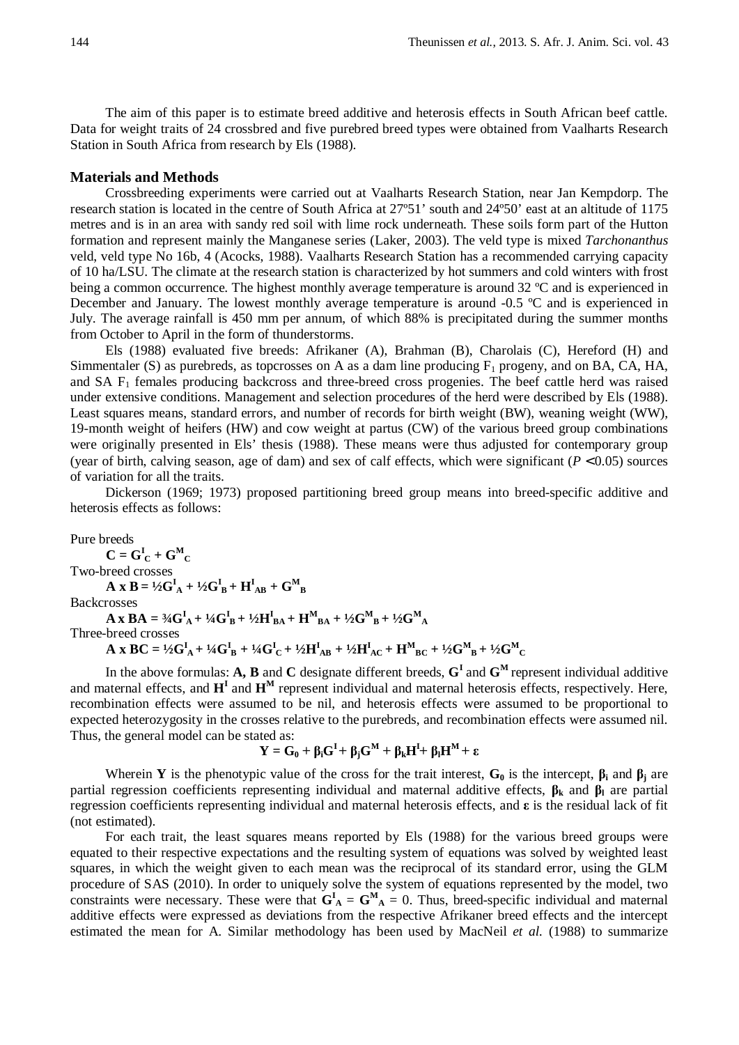The aim of this paper is to estimate breed additive and heterosis effects in South African beef cattle. Data for weight traits of 24 crossbred and five purebred breed types were obtained from Vaalharts Research Station in South Africa from research by Els (1988).

## Materials and Methods

Crossbreeding experiments were carried out at Vaalharts Research Station, near Jan Kempdorp. The research station is located in the centre of South Africa at 27º51' south and 24º50' east at an altitude of 1175 metres and is in an area with sandy red soil with lime rock underneath. These soils form part of the Hutton formation and represent mainly the Manganese series (Laker, 2003). The veld type is mixed *Tarchonanthus* veld, veld type No 16b, 4 (Acocks, 1988). Vaalharts Research Station has a recommended carrying capacity of 10 ha/LSU. The climate at the research station is characterized by hot summers and cold winters with frost being a common occurrence. The highest monthly average temperature is around 32 ºC and is experienced in December and January. The lowest monthly average temperature is around -0.5 ºC and is experienced in July. The average rainfall is 450 mm per annum, of which 88% is precipitated during the summer months from October to April in the form of thunderstorms.

Els (1988) evaluated five breeds: Afrikaner (A), Brahman (B), Charolais (C), Hereford (H) and Simmentaler (S) as purebreds, as topcrosses on A as a dam line producing $F_1$ progeny, and on BA, CA, HA, and SA $F_1$ females producing backcross and three-breed cross progenies. The beef cattle herd was raised under extensive conditions. Management and selection procedures of the herd were described by Els (1988). Least squares means, standard errors, and number of records for birth weight (BW), weaning weight (WW), 19-month weight of heifers (HW) and cow weight at partus (CW) of the various breed group combinations were originally presented in Els' thesis (1988). These means were thus adjusted for contemporary group (year of birth, calving season, age of dam) and sex of calf effects, which were significant ($P < 0.05$) sources of variation for all the traits.

Dickerson (1969; 1973) proposed partitioning breed group means into breed-specific additive and heterosis effects as follows:

Pure breeds

$$\mathbf{C = G^I_C + G^M_C}$$

Two-breed crosses

$$\mathbf{A \times B = \tfrac{1}{2}G^I_A + \tfrac{1}{2}G^I_B + H^I_{AB} + G^M_B}$$

Backcrosses

$$\mathbf{A \times BA = \tfrac{3}{4}G^I_A + \tfrac{1}{4}G^I_B + \tfrac{1}{2}H^I_{BA} + H^M_{BA} + \tfrac{1}{2}G^M_B + \tfrac{1}{2}G^M_A}$$

Three-breed crosses

$$\mathbf{A \times BC = \tfrac{1}{2}G^I_A + \tfrac{1}{4}G^I_B + \tfrac{1}{4}G^I_C + \tfrac{1}{2}H^I_{AB} + \tfrac{1}{2}H^I_{AC} + H^M_{BC} + \tfrac{1}{2}G^M_B + \tfrac{1}{2}G^M_C}$$

In the above formulas: **A, B** and **C** designate different breeds, $\mathbf{G^I}$ and $\mathbf{G^M}$ represent individual additive and maternal effects, and $\mathbf{H^I}$ and $\mathbf{H^M}$ represent individual and maternal heterosis effects, respectively. Here, recombination effects were assumed to be nil, and heterosis effects were assumed to be proportional to expected heterozygosity in the crosses relative to the purebreds, and recombination effects were assumed nil. Thus, the general model can be stated as:

$$\mathbf{Y = G_0 + \beta_i G^I + \beta_j G^M + \beta_k H^I + \beta_l H^M + \varepsilon}$$

Wherein **Y** is the phenotypic value of the cross for the trait interest, $\mathbf{G_0}$ is the intercept, $\boldsymbol{\beta_i}$ and $\boldsymbol{\beta_j}$ are partial regression coefficients representing individual and maternal additive effects, $\boldsymbol{\beta_k}$ and $\boldsymbol{\beta_l}$ are partial regression coefficients representing individual and maternal heterosis effects, and $\boldsymbol{\varepsilon}$ is the residual lack of fit (not estimated).

For each trait, the least squares means reported by Els (1988) for the various breed groups were equated to their respective expectations and the resulting system of equations was solved by weighted least squares, in which the weight given to each mean was the reciprocal of its standard error, using the GLM procedure of SAS (2010). In order to uniquely solve the system of equations represented by the model, two constraints were necessary. These were that $\mathbf{G^I_A = G^M_A = 0}$. Thus, breed-specific individual and maternal additive effects were expressed as deviations from the respective Afrikaner breed effects and the intercept estimated the mean for A. Similar methodology has been used by MacNeil *et al.* (1988) to summarize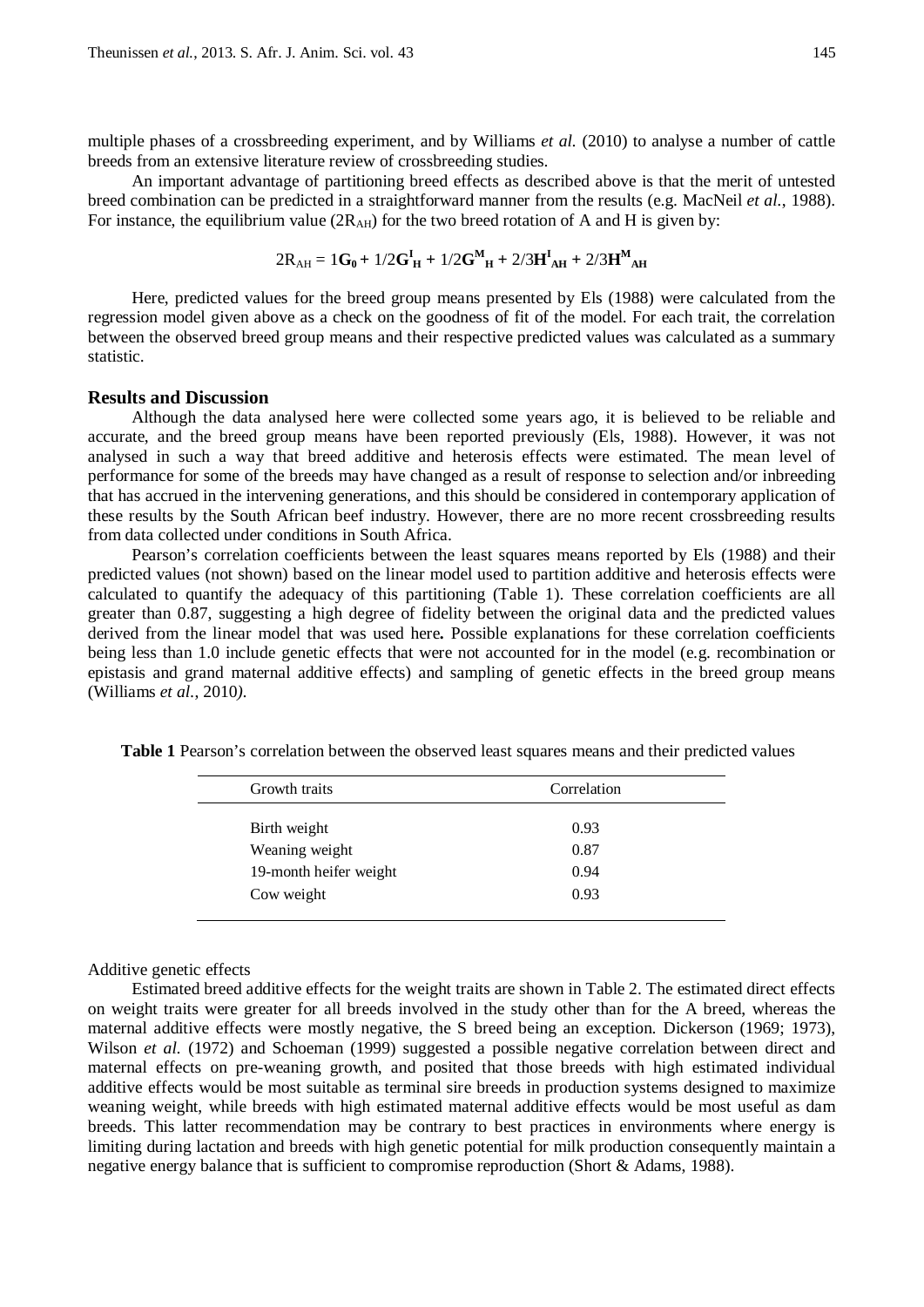multiple phases of a crossbreeding experiment, and by Williams *et al.* (2010) to analyse a number of cattle breeds from an extensive literature review of crossbreeding studies.

An important advantage of partitioning breed effects as described above is that the merit of untested breed combination can be predicted in a straightforward manner from the results (e.g. MacNeil *et al.*, 1988). For instance, the equilibrium value ($2R_{AH}$) for the two breed rotation of A and H is given by:

$$2R_{AH} = 1\mathbf{G_0} + 1/2\mathbf{G^I_H} + 1/2\mathbf{G^M_H} + 2/3\mathbf{H^I_{AH}} + 2/3\mathbf{H^M_{AH}}$$

Here, predicted values for the breed group means presented by Els (1988) were calculated from the regression model given above as a check on the goodness of fit of the model. For each trait, the correlation between the observed breed group means and their respective predicted values was calculated as a summary statistic.

## Results and Discussion

Although the data analysed here were collected some years ago, it is believed to be reliable and accurate, and the breed group means have been reported previously (Els, 1988). However, it was not analysed in such a way that breed additive and heterosis effects were estimated. The mean level of performance for some of the breeds may have changed as a result of response to selection and/or inbreeding that has accrued in the intervening generations, and this should be considered in contemporary application of these results by the South African beef industry. However, there are no more recent crossbreeding results from data collected under conditions in South Africa.

Pearson's correlation coefficients between the least squares means reported by Els (1988) and their predicted values (not shown) based on the linear model used to partition additive and heterosis effects were calculated to quantify the adequacy of this partitioning (Table 1). These correlation coefficients are all greater than 0.87, suggesting a high degree of fidelity between the original data and the predicted values derived from the linear model that was used here**.** Possible explanations for these correlation coefficients being less than 1.0 include genetic effects that were not accounted for in the model (e.g. recombination or epistasis and grand maternal additive effects) and sampling of genetic effects in the breed group means (Williams *et al.*, 2010*)*.

**Table 1** Pearson's correlation between the observed least squares means and their predicted values

| Growth traits | Correlation |
|---|---|
| Birth weight | 0.93 |
| Weaning weight | 0.87 |
| 19-month heifer weight | 0.94 |
| Cow weight | 0.93 |

### Additive genetic effects

Estimated breed additive effects for the weight traits are shown in Table 2. The estimated direct effects on weight traits were greater for all breeds involved in the study other than for the A breed, whereas the maternal additive effects were mostly negative, the S breed being an exception. Dickerson (1969; 1973), Wilson *et al.* (1972) and Schoeman (1999) suggested a possible negative correlation between direct and maternal effects on pre-weaning growth, and posited that those breeds with high estimated individual additive effects would be most suitable as terminal sire breeds in production systems designed to maximize weaning weight, while breeds with high estimated maternal additive effects would be most useful as dam breeds. This latter recommendation may be contrary to best practices in environments where energy is limiting during lactation and breeds with high genetic potential for milk production consequently maintain a negative energy balance that is sufficient to compromise reproduction (Short & Adams, 1988).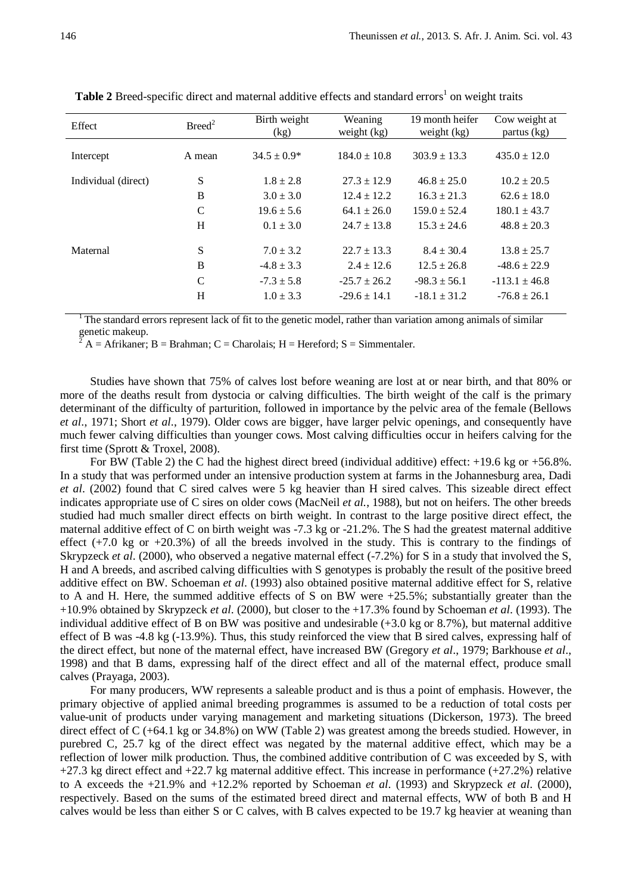**Table 2** Breed-specific direct and maternal additive effects and standard errors[1] on weight traits

| Effect | Breed[2] | Birth weight (kg) | Weaning weight (kg) | 19 month heifer weight (kg) | Cow weight at partus (kg) |
|---|---|---|---|---|---|
| Intercept | A mean | 34.5 ± 0.9* | 184.0 ± 10.8 | 303.9 ± 13.3 | 435.0 ± 12.0 |
| Individual (direct) | S | 1.8 ± 2.8 | 27.3 ± 12.9 | 46.8 ± 25.0 | 10.2 ± 20.5 |
| | B | 3.0 ± 3.0 | 12.4 ± 12.2 | 16.3 ± 21.3 | 62.6 ± 18.0 |
| | C | 19.6 ± 5.6 | 64.1 ± 26.0 | 159.0 ± 52.4 | 180.1 ± 43.7 |
| | H | 0.1 ± 3.0 | 24.7 ± 13.8 | 15.3 ± 24.6 | 48.8 ± 20.3 |
| Maternal | S | 7.0 ± 3.2 | 22.7 ± 13.3 | 8.4 ± 30.4 | 13.8 ± 25.7 |
| | B | -4.8 ± 3.3 | 2.4 ± 12.6 | 12.5 ± 26.8 | -48.6 ± 22.9 |
| | C | -7.3 ± 5.8 | -25.7 ± 26.2 | -98.3 ± 56.1 | -113.1 ± 46.8 |
| | H | 1.0 ± 3.3 | -29.6 ± 14.1 | -18.1 ± 31.2 | -76.8 ± 26.1 |

[1] The standard errors represent lack of fit to the genetic model, rather than variation among animals of similar genetic makeup.
[2] A = Afrikaner; B = Brahman; C = Charolais; H = Hereford; S = Simmentaler.

Studies have shown that 75% of calves lost before weaning are lost at or near birth, and that 80% or more of the deaths result from dystocia or calving difficulties. The birth weight of the calf is the primary determinant of the difficulty of parturition, followed in importance by the pelvic area of the female (Bellows *et al*., 1971; Short *et al*., 1979). Older cows are bigger, have larger pelvic openings, and consequently have much fewer calving difficulties than younger cows. Most calving difficulties occur in heifers calving for the first time (Sprott & Troxel, 2008).

For BW (Table 2) the C had the highest direct breed (individual additive) effect: +19.6 kg or +56.8%. In a study that was performed under an intensive production system at farms in the Johannesburg area, Dadi *et al*. (2002) found that C sired calves were 5 kg heavier than H sired calves. This sizeable direct effect indicates appropriate use of C sires on older cows (MacNeil *et al.*, 1988), but not on heifers. The other breeds studied had much smaller direct effects on birth weight. In contrast to the large positive direct effect, the maternal additive effect of C on birth weight was -7.3 kg or -21.2%. The S had the greatest maternal additive effect (+7.0 kg or +20.3%) of all the breeds involved in the study. This is contrary to the findings of Skrypzeck *et al*. (2000), who observed a negative maternal effect (-7.2%) for S in a study that involved the S, H and A breeds, and ascribed calving difficulties with S genotypes is probably the result of the positive breed additive effect on BW. Schoeman *et al*. (1993) also obtained positive maternal additive effect for S, relative to A and H. Here, the summed additive effects of S on BW were +25.5%; substantially greater than the +10.9% obtained by Skrypzeck *et al*. (2000), but closer to the +17.3% found by Schoeman *et al*. (1993). The individual additive effect of B on BW was positive and undesirable (+3.0 kg or 8.7%), but maternal additive effect of B was -4.8 kg (-13.9%). Thus, this study reinforced the view that B sired calves, expressing half of the direct effect, but none of the maternal effect, have increased BW (Gregory *et al*., 1979; Barkhouse *et al*., 1998) and that B dams, expressing half of the direct effect and all of the maternal effect, produce small calves (Prayaga, 2003).

For many producers, WW represents a saleable product and is thus a point of emphasis. However, the primary objective of applied animal breeding programmes is assumed to be a reduction of total costs per value-unit of products under varying management and marketing situations (Dickerson, 1973). The breed direct effect of C (+64.1 kg or 34.8%) on WW (Table 2) was greatest among the breeds studied. However, in purebred C, 25.7 kg of the direct effect was negated by the maternal additive effect, which may be a reflection of lower milk production. Thus, the combined additive contribution of C was exceeded by S, with +27.3 kg direct effect and +22.7 kg maternal additive effect. This increase in performance (+27.2%) relative to A exceeds the +21.9% and +12.2% reported by Schoeman *et al*. (1993) and Skrypzeck *et al*. (2000), respectively. Based on the sums of the estimated breed direct and maternal effects, WW of both B and H calves would be less than either S or C calves, with B calves expected to be 19.7 kg heavier at weaning than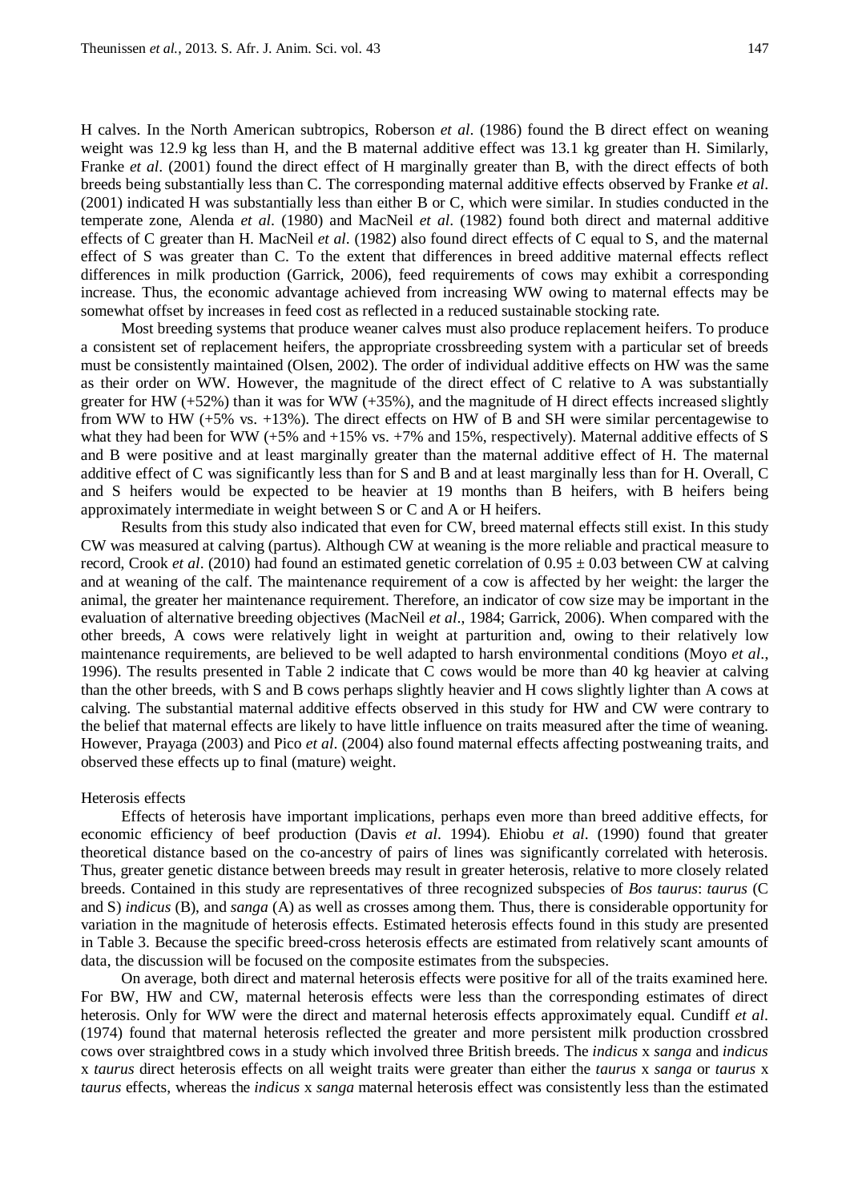H calves. In the North American subtropics, Roberson *et al*. (1986) found the B direct effect on weaning weight was 12.9 kg less than H, and the B maternal additive effect was 13.1 kg greater than H. Similarly, Franke *et al*. (2001) found the direct effect of H marginally greater than B, with the direct effects of both breeds being substantially less than C. The corresponding maternal additive effects observed by Franke *et al*. (2001) indicated H was substantially less than either B or C, which were similar. In studies conducted in the temperate zone, Alenda *et al*. (1980) and MacNeil *et al*. (1982) found both direct and maternal additive effects of C greater than H. MacNeil *et al*. (1982) also found direct effects of C equal to S, and the maternal effect of S was greater than C. To the extent that differences in breed additive maternal effects reflect differences in milk production (Garrick, 2006), feed requirements of cows may exhibit a corresponding increase. Thus, the economic advantage achieved from increasing WW owing to maternal effects may be somewhat offset by increases in feed cost as reflected in a reduced sustainable stocking rate.

Most breeding systems that produce weaner calves must also produce replacement heifers. To produce a consistent set of replacement heifers, the appropriate crossbreeding system with a particular set of breeds must be consistently maintained (Olsen, 2002). The order of individual additive effects on HW was the same as their order on WW. However, the magnitude of the direct effect of C relative to A was substantially greater for HW (+52%) than it was for WW (+35%), and the magnitude of H direct effects increased slightly from WW to HW (+5% vs. +13%). The direct effects on HW of B and SH were similar percentagewise to what they had been for WW (+5% and +15% vs. +7% and 15%, respectively). Maternal additive effects of S and B were positive and at least marginally greater than the maternal additive effect of H. The maternal additive effect of C was significantly less than for S and B and at least marginally less than for H. Overall, C and S heifers would be expected to be heavier at 19 months than B heifers, with B heifers being approximately intermediate in weight between S or C and A or H heifers.

Results from this study also indicated that even for CW, breed maternal effects still exist. In this study CW was measured at calving (partus). Although CW at weaning is the more reliable and practical measure to record, Crook *et al*. (2010) had found an estimated genetic correlation of $0.95 \pm 0.03$ between CW at calving and at weaning of the calf. The maintenance requirement of a cow is affected by her weight: the larger the animal, the greater her maintenance requirement. Therefore, an indicator of cow size may be important in the evaluation of alternative breeding objectives (MacNeil *et al*., 1984; Garrick, 2006). When compared with the other breeds, A cows were relatively light in weight at parturition and, owing to their relatively low maintenance requirements, are believed to be well adapted to harsh environmental conditions (Moyo *et al*., 1996). The results presented in Table 2 indicate that C cows would be more than 40 kg heavier at calving than the other breeds, with S and B cows perhaps slightly heavier and H cows slightly lighter than A cows at calving. The substantial maternal additive effects observed in this study for HW and CW were contrary to the belief that maternal effects are likely to have little influence on traits measured after the time of weaning. However, Prayaga (2003) and Pico *et al*. (2004) also found maternal effects affecting postweaning traits, and observed these effects up to final (mature) weight.

Heterosis effects

Effects of heterosis have important implications, perhaps even more than breed additive effects, for economic efficiency of beef production (Davis *et al*. 1994). Ehiobu *et al*. (1990) found that greater theoretical distance based on the co-ancestry of pairs of lines was significantly correlated with heterosis. Thus, greater genetic distance between breeds may result in greater heterosis, relative to more closely related breeds. Contained in this study are representatives of three recognized subspecies of *Bos taurus*: *taurus* (C and S) *indicus* (B), and *sanga* (A) as well as crosses among them. Thus, there is considerable opportunity for variation in the magnitude of heterosis effects. Estimated heterosis effects found in this study are presented in Table 3. Because the specific breed-cross heterosis effects are estimated from relatively scant amounts of data, the discussion will be focused on the composite estimates from the subspecies.

On average, both direct and maternal heterosis effects were positive for all of the traits examined here. For BW, HW and CW, maternal heterosis effects were less than the corresponding estimates of direct heterosis. Only for WW were the direct and maternal heterosis effects approximately equal. Cundiff *et al*. (1974) found that maternal heterosis reflected the greater and more persistent milk production crossbred cows over straightbred cows in a study which involved three British breeds. The *indicus* x *sanga* and *indicus* x *taurus* direct heterosis effects on all weight traits were greater than either the *taurus* x *sanga* or *taurus* x *taurus* effects, whereas the *indicus* x *sanga* maternal heterosis effect was consistently less than the estimated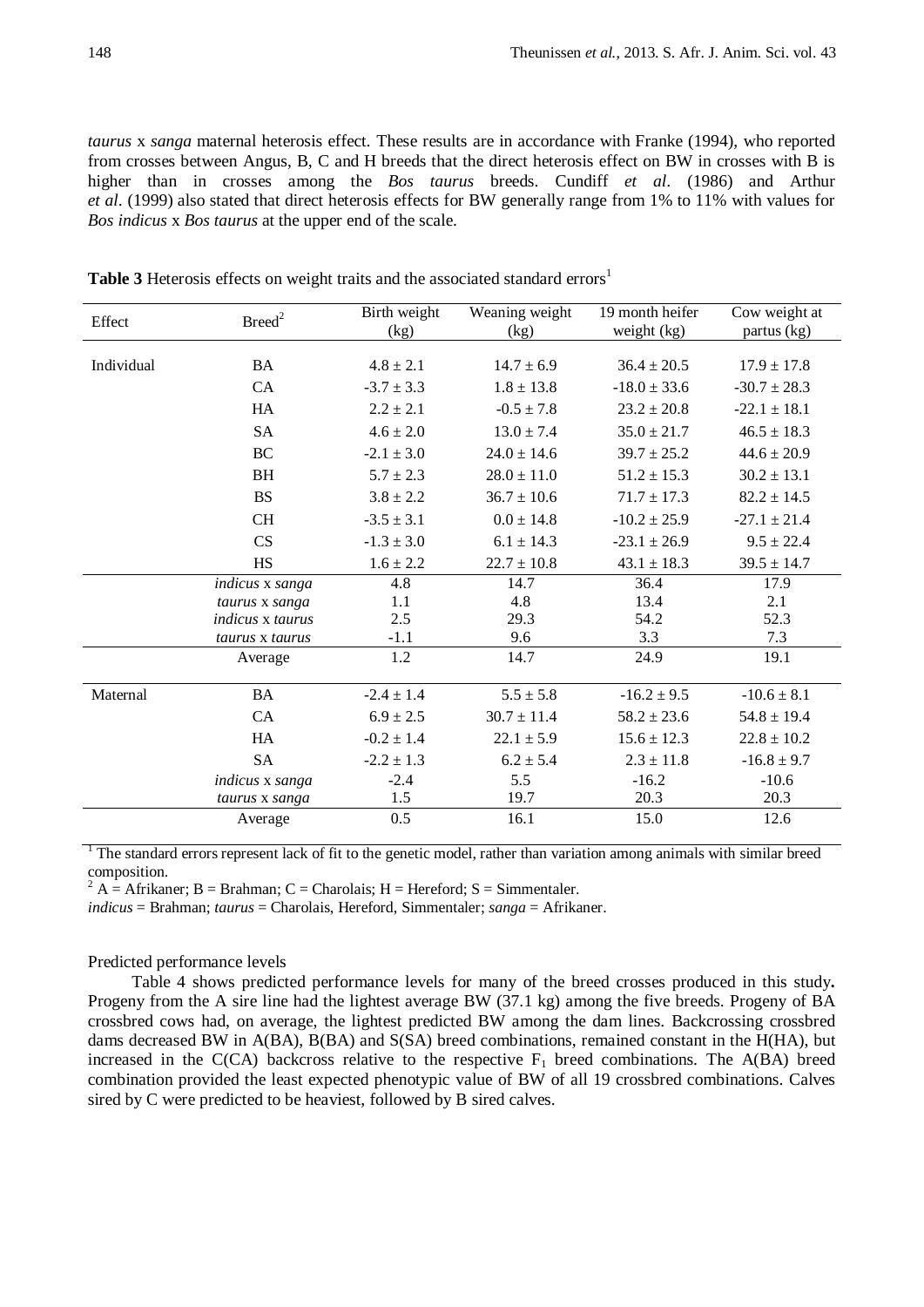*taurus* x *sanga* maternal heterosis effect. These results are in accordance with Franke (1994), who reported from crosses between Angus, B, C and H breeds that the direct heterosis effect on BW in crosses with B is higher than in crosses among the *Bos taurus* breeds. Cundiff *et al*. (1986) and Arthur *et al*. (1999) also stated that direct heterosis effects for BW generally range from 1% to 11% with values for *Bos indicus* x *Bos taurus* at the upper end of the scale.

**Table 3** Heterosis effects on weight traits and the associated standard errors[1]

| Effect | Breed[2] | Birth weight (kg) | Weaning weight (kg) | 19 month heifer weight (kg) | Cow weight at partus (kg) |
|---|---|---|---|---|---|
| Individual | BA | 4.8 ± 2.1 | 14.7 ± 6.9 | 36.4 ± 20.5 | 17.9 ± 17.8 |
| | CA | -3.7 ± 3.3 | 1.8 ± 13.8 | -18.0 ± 33.6 | -30.7 ± 28.3 |
| | HA | 2.2 ± 2.1 | -0.5 ± 7.8 | 23.2 ± 20.8 | -22.1 ± 18.1 |
| | SA | 4.6 ± 2.0 | 13.0 ± 7.4 | 35.0 ± 21.7 | 46.5 ± 18.3 |
| | BC | -2.1 ± 3.0 | 24.0 ± 14.6 | 39.7 ± 25.2 | 44.6 ± 20.9 |
| | BH | 5.7 ± 2.3 | 28.0 ± 11.0 | 51.2 ± 15.3 | 30.2 ± 13.1 |
| | BS | 3.8 ± 2.2 | 36.7 ± 10.6 | 71.7 ± 17.3 | 82.2 ± 14.5 |
| | CH | -3.5 ± 3.1 | 0.0 ± 14.8 | -10.2 ± 25.9 | -27.1 ± 21.4 |
| | CS | -1.3 ± 3.0 | 6.1 ± 14.3 | -23.1 ± 26.9 | 9.5 ± 22.4 |
| | HS | 1.6 ± 2.2 | 22.7 ± 10.8 | 43.1 ± 18.3 | 39.5 ± 14.7 |
| | *indicus* x *sanga* | 4.8 | 14.7 | 36.4 | 17.9 |
| | *taurus* x *sanga* | 1.1 | 4.8 | 13.4 | 2.1 |
| | *indicus* x *taurus* | 2.5 | 29.3 | 54.2 | 52.3 |
| | *taurus* x *taurus* | -1.1 | 9.6 | 3.3 | 7.3 |
| | Average | 1.2 | 14.7 | 24.9 | 19.1 |
| Maternal | BA | -2.4 ± 1.4 | 5.5 ± 5.8 | -16.2 ± 9.5 | -10.6 ± 8.1 |
| | CA | 6.9 ± 2.5 | 30.7 ± 11.4 | 58.2 ± 23.6 | 54.8 ± 19.4 |
| | HA | -0.2 ± 1.4 | 22.1 ± 5.9 | 15.6 ± 12.3 | 22.8 ± 10.2 |
| | SA | -2.2 ± 1.3 | 6.2 ± 5.4 | 2.3 ± 11.8 | -16.8 ± 9.7 |
| | *indicus* x *sanga* | -2.4 | 5.5 | -16.2 | -10.6 |
| | *taurus* x *sanga* | 1.5 | 19.7 | 20.3 | 20.3 |
| | Average | 0.5 | 16.1 | 15.0 | 12.6 |

[1] The standard errors represent lack of fit to the genetic model, rather than variation among animals with similar breed composition.

[2] A = Afrikaner; B = Brahman; C = Charolais; H = Hereford; S = Simmentaler.

*indicus* = Brahman; *taurus* = Charolais, Hereford, Simmentaler; *sanga* = Afrikaner.

Predicted performance levels

Table 4 shows predicted performance levels for many of the breed crosses produced in this study**.** Progeny from the A sire line had the lightest average BW (37.1 kg) among the five breeds. Progeny of BA crossbred cows had, on average, the lightest predicted BW among the dam lines. Backcrossing crossbred dams decreased BW in A(BA), B(BA) and S(SA) breed combinations, remained constant in the H(HA), but increased in the C(CA) backcross relative to the respective $F_1$ breed combinations. The A(BA) breed combination provided the least expected phenotypic value of BW of all 19 crossbred combinations. Calves sired by C were predicted to be heaviest, followed by B sired calves.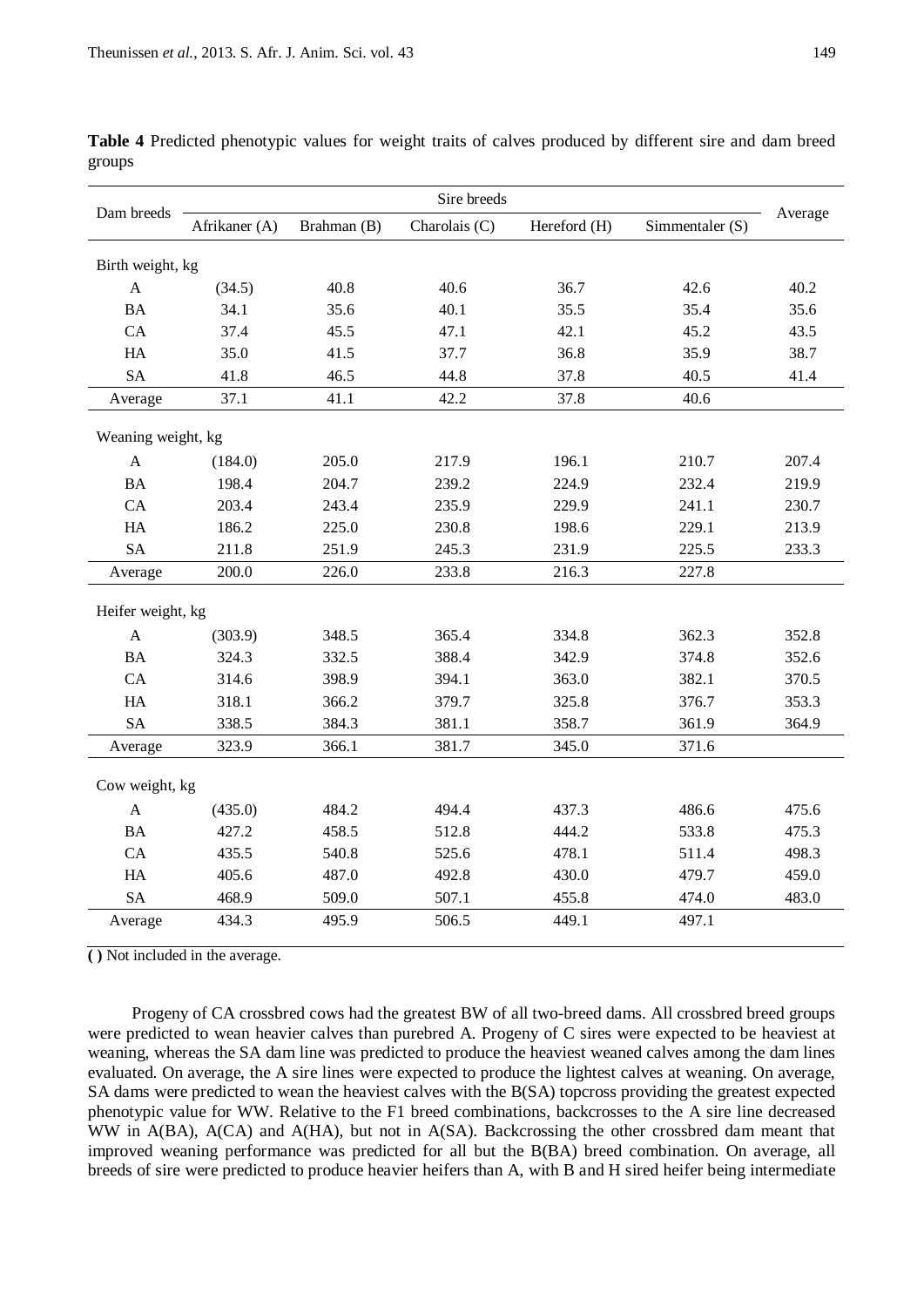**Table 4** Predicted phenotypic values for weight traits of calves produced by different sire and dam breed groups

| Dam breeds | Sire breeds | | | | | Average |
|---|---|---|---|---|---|---|
| | Afrikaner (A) | Brahman (B) | Charolais (C) | Hereford (H) | Simmentaler (S) | |
| Birth weight, kg | | | | | | |
| A | (34.5) | 40.8 | 40.6 | 36.7 | 42.6 | 40.2 |
| BA | 34.1 | 35.6 | 40.1 | 35.5 | 35.4 | 35.6 |
| CA | 37.4 | 45.5 | 47.1 | 42.1 | 45.2 | 43.5 |
| HA | 35.0 | 41.5 | 37.7 | 36.8 | 35.9 | 38.7 |
| SA | 41.8 | 46.5 | 44.8 | 37.8 | 40.5 | 41.4 |
| Average | 37.1 | 41.1 | 42.2 | 37.8 | 40.6 | |
| Weaning weight, kg | | | | | | |
| A | (184.0) | 205.0 | 217.9 | 196.1 | 210.7 | 207.4 |
| BA | 198.4 | 204.7 | 239.2 | 224.9 | 232.4 | 219.9 |
| CA | 203.4 | 243.4 | 235.9 | 229.9 | 241.1 | 230.7 |
| HA | 186.2 | 225.0 | 230.8 | 198.6 | 229.1 | 213.9 |
| SA | 211.8 | 251.9 | 245.3 | 231.9 | 225.5 | 233.3 |
| Average | 200.0 | 226.0 | 233.8 | 216.3 | 227.8 | |
| Heifer weight, kg | | | | | | |
| A | (303.9) | 348.5 | 365.4 | 334.8 | 362.3 | 352.8 |
| BA | 324.3 | 332.5 | 388.4 | 342.9 | 374.8 | 352.6 |
| CA | 314.6 | 398.9 | 394.1 | 363.0 | 382.1 | 370.5 |
| HA | 318.1 | 366.2 | 379.7 | 325.8 | 376.7 | 353.3 |
| SA | 338.5 | 384.3 | 381.1 | 358.7 | 361.9 | 364.9 |
| Average | 323.9 | 366.1 | 381.7 | 345.0 | 371.6 | |
| Cow weight, kg | | | | | | |
| A | (435.0) | 484.2 | 494.4 | 437.3 | 486.6 | 475.6 |
| BA | 427.2 | 458.5 | 512.8 | 444.2 | 533.8 | 475.3 |
| CA | 435.5 | 540.8 | 525.6 | 478.1 | 511.4 | 498.3 |
| HA | 405.6 | 487.0 | 492.8 | 430.0 | 479.7 | 459.0 |
| SA | 468.9 | 509.0 | 507.1 | 455.8 | 474.0 | 483.0 |
| Average | 434.3 | 495.9 | 506.5 | 449.1 | 497.1 | |

**( )** Not included in the average.

Progeny of CA crossbred cows had the greatest BW of all two-breed dams. All crossbred breed groups were predicted to wean heavier calves than purebred A. Progeny of C sires were expected to be heaviest at weaning, whereas the SA dam line was predicted to produce the heaviest weaned calves among the dam lines evaluated. On average, the A sire lines were expected to produce the lightest calves at weaning. On average, SA dams were predicted to wean the heaviest calves with the B(SA) topcross providing the greatest expected phenotypic value for WW. Relative to the F1 breed combinations, backcrosses to the A sire line decreased WW in A(BA), A(CA) and A(HA), but not in A(SA). Backcrossing the other crossbred dam meant that improved weaning performance was predicted for all but the B(BA) breed combination. On average, all breeds of sire were predicted to produce heavier heifers than A, with B and H sired heifer being intermediate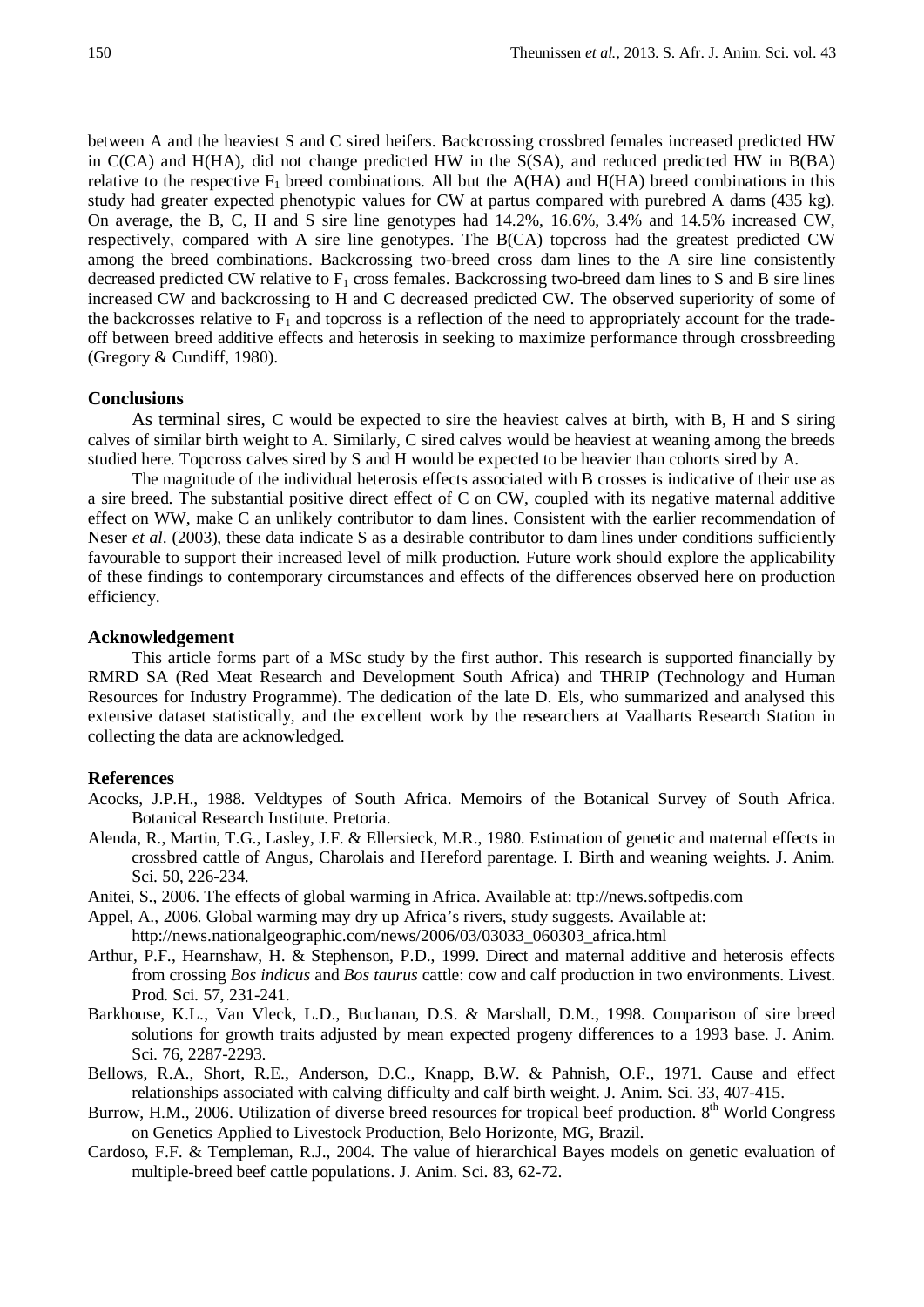between A and the heaviest S and C sired heifers. Backcrossing crossbred females increased predicted HW in C(CA) and H(HA), did not change predicted HW in the S(SA), and reduced predicted HW in B(BA) relative to the respective $F_1$ breed combinations. All but the A(HA) and H(HA) breed combinations in this study had greater expected phenotypic values for CW at partus compared with purebred A dams (435 kg). On average, the B, C, H and S sire line genotypes had 14.2%, 16.6%, 3.4% and 14.5% increased CW, respectively, compared with A sire line genotypes. The B(CA) topcross had the greatest predicted CW among the breed combinations. Backcrossing two-breed cross dam lines to the A sire line consistently decreased predicted CW relative to $F_1$ cross females. Backcrossing two-breed dam lines to S and B sire lines increased CW and backcrossing to H and C decreased predicted CW. The observed superiority of some of the backcrosses relative to $F_1$ and topcross is a reflection of the need to appropriately account for the trade-off between breed additive effects and heterosis in seeking to maximize performance through crossbreeding (Gregory & Cundiff, 1980).

## Conclusions

As terminal sires, C would be expected to sire the heaviest calves at birth, with B, H and S siring calves of similar birth weight to A. Similarly, C sired calves would be heaviest at weaning among the breeds studied here. Topcross calves sired by S and H would be expected to be heavier than cohorts sired by A.

The magnitude of the individual heterosis effects associated with B crosses is indicative of their use as a sire breed. The substantial positive direct effect of C on CW, coupled with its negative maternal additive effect on WW, make C an unlikely contributor to dam lines. Consistent with the earlier recommendation of Neser *et al*. (2003), these data indicate S as a desirable contributor to dam lines under conditions sufficiently favourable to support their increased level of milk production. Future work should explore the applicability of these findings to contemporary circumstances and effects of the differences observed here on production efficiency.

## Acknowledgement

This article forms part of a MSc study by the first author. This research is supported financially by RMRD SA (Red Meat Research and Development South Africa) and THRIP (Technology and Human Resources for Industry Programme). The dedication of the late D. Els, who summarized and analysed this extensive dataset statistically, and the excellent work by the researchers at Vaalharts Research Station in collecting the data are acknowledged.

## References

Acocks, J.P.H., 1988. Veldtypes of South Africa. Memoirs of the Botanical Survey of South Africa. Botanical Research Institute. Pretoria.

Alenda, R., Martin, T.G., Lasley, J.F. & Ellersieck, M.R., 1980. Estimation of genetic and maternal effects in crossbred cattle of Angus, Charolais and Hereford parentage. I. Birth and weaning weights. J. Anim. Sci. 50, 226-234.

Anitei, S., 2006. The effects of global warming in Africa. Available at: ttp://news.softpedis.com

Appel, A., 2006. Global warming may dry up Africa's rivers, study suggests. Available at: http://news.nationalgeographic.com/news/2006/03/03033_060303_africa.html

Arthur, P.F., Hearnshaw, H. & Stephenson, P.D., 1999. Direct and maternal additive and heterosis effects from crossing *Bos indicus* and *Bos taurus* cattle: cow and calf production in two environments. Livest. Prod. Sci. 57, 231-241.

Barkhouse, K.L., Van Vleck, L.D., Buchanan, D.S. & Marshall, D.M., 1998. Comparison of sire breed solutions for growth traits adjusted by mean expected progeny differences to a 1993 base. J. Anim. Sci. 76, 2287-2293.

Bellows, R.A., Short, R.E., Anderson, D.C., Knapp, B.W. & Pahnish, O.F., 1971. Cause and effect relationships associated with calving difficulty and calf birth weight. J. Anim. Sci. 33, 407-415.

Burrow, H.M., 2006. Utilization of diverse breed resources for tropical beef production. 8th World Congress on Genetics Applied to Livestock Production, Belo Horizonte, MG, Brazil.

Cardoso, F.F. & Templeman, R.J., 2004. The value of hierarchical Bayes models on genetic evaluation of multiple-breed beef cattle populations. J. Anim. Sci. 83, 62-72.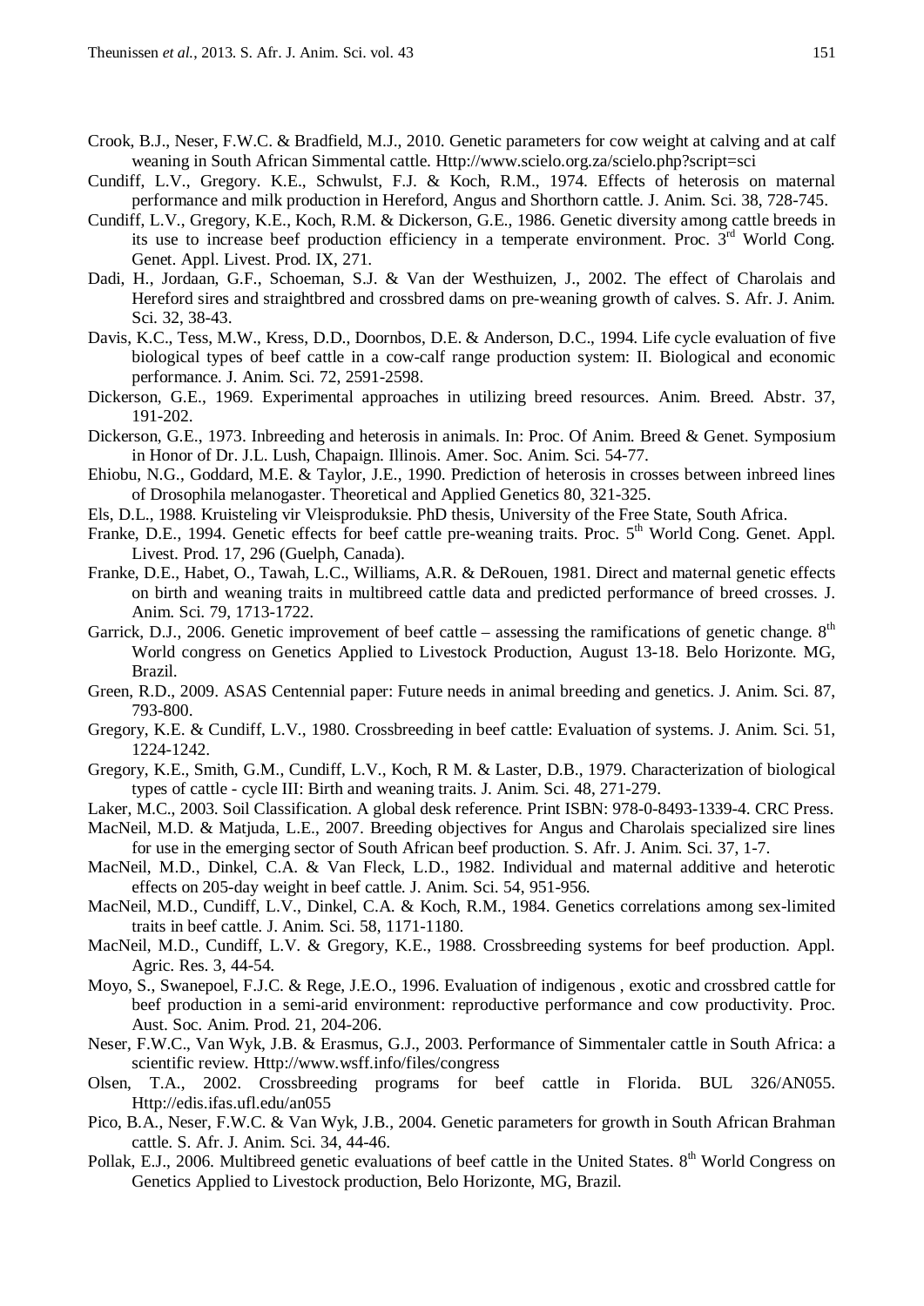Crook, B.J., Neser, F.W.C. & Bradfield, M.J., 2010. Genetic parameters for cow weight at calving and at calf weaning in South African Simmental cattle. Http://www.scielo.org.za/scielo.php?script=sci

Cundiff, L.V., Gregory. K.E., Schwulst, F.J. & Koch, R.M., 1974. Effects of heterosis on maternal performance and milk production in Hereford, Angus and Shorthorn cattle. J. Anim. Sci. 38, 728-745.

Cundiff, L.V., Gregory, K.E., Koch, R.M. & Dickerson, G.E., 1986. Genetic diversity among cattle breeds in its use to increase beef production efficiency in a temperate environment. Proc. 3rd World Cong. Genet. Appl. Livest. Prod. IX, 271.

Dadi, H., Jordaan, G.F., Schoeman, S.J. & Van der Westhuizen, J., 2002. The effect of Charolais and Hereford sires and straightbred and crossbred dams on pre-weaning growth of calves. S. Afr. J. Anim. Sci. 32, 38-43.

Davis, K.C., Tess, M.W., Kress, D.D., Doornbos, D.E. & Anderson, D.C., 1994. Life cycle evaluation of five biological types of beef cattle in a cow-calf range production system: II. Biological and economic performance. J. Anim. Sci. 72, 2591-2598.

Dickerson, G.E., 1969. Experimental approaches in utilizing breed resources. Anim. Breed. Abstr. 37, 191-202.

Dickerson, G.E., 1973. Inbreeding and heterosis in animals. In: Proc. Of Anim. Breed & Genet. Symposium in Honor of Dr. J.L. Lush, Chapaign. Illinois. Amer. Soc. Anim. Sci. 54-77.

Ehiobu, N.G., Goddard, M.E. & Taylor, J.E., 1990. Prediction of heterosis in crosses between inbreed lines of Drosophila melanogaster. Theoretical and Applied Genetics 80, 321-325.

Els, D.L., 1988. Kruisteling vir Vleisproduksie. PhD thesis, University of the Free State, South Africa.

Franke, D.E., 1994. Genetic effects for beef cattle pre-weaning traits. Proc. 5th World Cong. Genet. Appl. Livest. Prod. 17, 296 (Guelph, Canada).

Franke, D.E., Habet, O., Tawah, L.C., Williams, A.R. & DeRouen, 1981. Direct and maternal genetic effects on birth and weaning traits in multibreed cattle data and predicted performance of breed crosses. J. Anim. Sci. 79, 1713-1722.

Garrick, D.J., 2006. Genetic improvement of beef cattle – assessing the ramifications of genetic change. 8th World congress on Genetics Applied to Livestock Production, August 13-18. Belo Horizonte. MG, Brazil.

Green, R.D., 2009. ASAS Centennial paper: Future needs in animal breeding and genetics. J. Anim. Sci. 87, 793-800.

Gregory, K.E. & Cundiff, L.V., 1980. Crossbreeding in beef cattle: Evaluation of systems. J. Anim. Sci. 51, 1224-1242.

Gregory, K.E., Smith, G.M., Cundiff, L.V., Koch, R M. & Laster, D.B., 1979. Characterization of biological types of cattle - cycle III: Birth and weaning traits. J. Anim. Sci. 48, 271-279.

Laker, M.C., 2003. Soil Classification. A global desk reference. Print ISBN: 978-0-8493-1339-4. CRC Press.

MacNeil, M.D. & Matjuda, L.E., 2007. Breeding objectives for Angus and Charolais specialized sire lines for use in the emerging sector of South African beef production. S. Afr. J. Anim. Sci. 37, 1-7.

MacNeil, M.D., Dinkel, C.A. & Van Fleck, L.D., 1982. Individual and maternal additive and heterotic effects on 205-day weight in beef cattle. J. Anim. Sci. 54, 951-956.

MacNeil, M.D., Cundiff, L.V., Dinkel, C.A. & Koch, R.M., 1984. Genetics correlations among sex-limited traits in beef cattle. J. Anim. Sci. 58, 1171-1180.

MacNeil, M.D., Cundiff, L.V. & Gregory, K.E., 1988. Crossbreeding systems for beef production. Appl. Agric. Res. 3, 44-54.

Moyo, S., Swanepoel, F.J.C. & Rege, J.E.O., 1996. Evaluation of indigenous , exotic and crossbred cattle for beef production in a semi-arid environment: reproductive performance and cow productivity. Proc. Aust. Soc. Anim. Prod. 21, 204-206.

Neser, F.W.C., Van Wyk, J.B. & Erasmus, G.J., 2003. Performance of Simmentaler cattle in South Africa: a scientific review. Http://www.wsff.info/files/congress

Olsen, T.A., 2002. Crossbreeding programs for beef cattle in Florida. BUL 326/AN055. Http://edis.ifas.ufl.edu/an055

Pico, B.A., Neser, F.W.C. & Van Wyk, J.B., 2004. Genetic parameters for growth in South African Brahman cattle. S. Afr. J. Anim. Sci. 34, 44-46.

Pollak, E.J., 2006. Multibreed genetic evaluations of beef cattle in the United States. 8th World Congress on Genetics Applied to Livestock production, Belo Horizonte, MG, Brazil.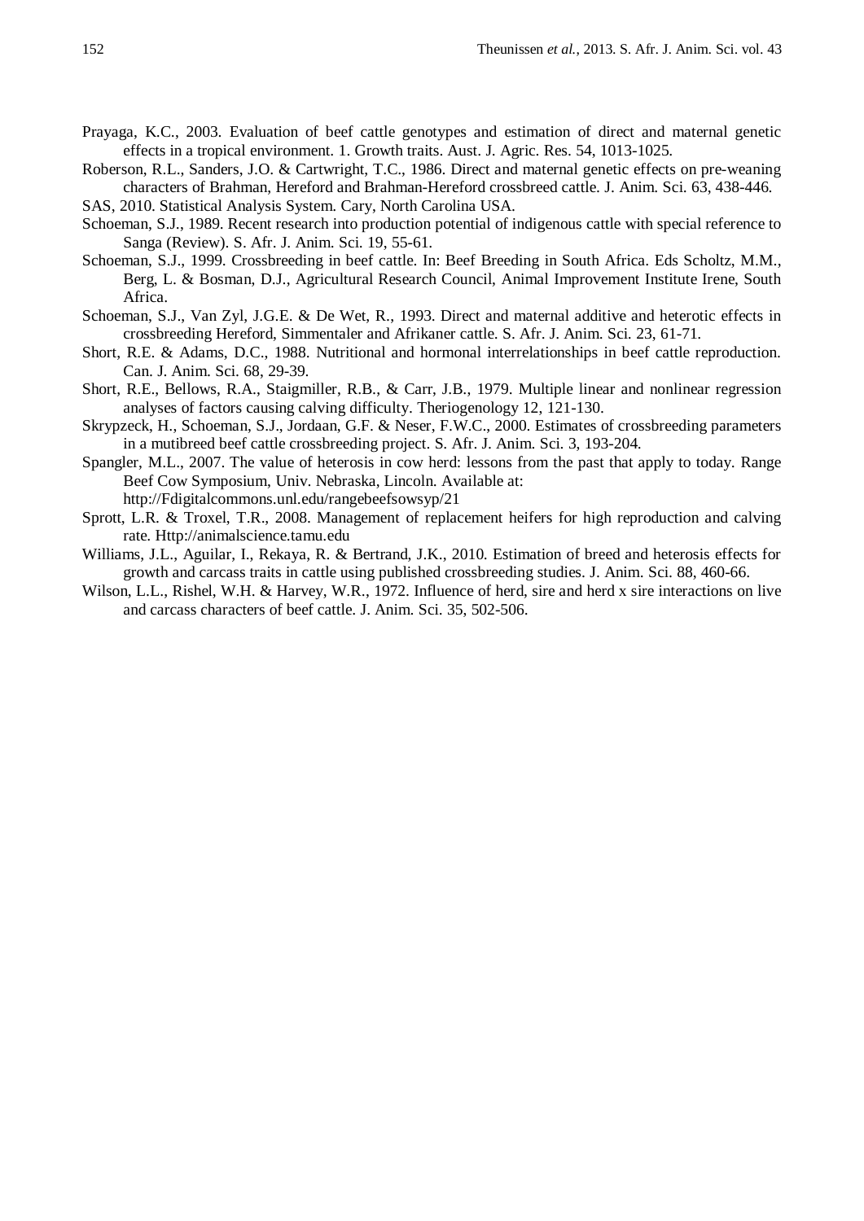Prayaga, K.C., 2003. Evaluation of beef cattle genotypes and estimation of direct and maternal genetic effects in a tropical environment. 1. Growth traits. Aust. J. Agric. Res. 54, 1013-1025.

Roberson, R.L., Sanders, J.O. & Cartwright, T.C., 1986. Direct and maternal genetic effects on pre-weaning characters of Brahman, Hereford and Brahman-Hereford crossbreed cattle. J. Anim. Sci. 63, 438-446.

SAS, 2010. Statistical Analysis System. Cary, North Carolina USA.

Schoeman, S.J., 1989. Recent research into production potential of indigenous cattle with special reference to Sanga (Review). S. Afr. J. Anim. Sci. 19, 55-61.

Schoeman, S.J., 1999. Crossbreeding in beef cattle. In: Beef Breeding in South Africa. Eds Scholtz, M.M., Berg, L. & Bosman, D.J., Agricultural Research Council, Animal Improvement Institute Irene, South Africa.

Schoeman, S.J., Van Zyl, J.G.E. & De Wet, R., 1993. Direct and maternal additive and heterotic effects in crossbreeding Hereford, Simmentaler and Afrikaner cattle. S. Afr. J. Anim. Sci. 23, 61-71.

Short, R.E. & Adams, D.C., 1988. Nutritional and hormonal interrelationships in beef cattle reproduction. Can. J. Anim. Sci. 68, 29-39.

Short, R.E., Bellows, R.A., Staigmiller, R.B., & Carr, J.B., 1979. Multiple linear and nonlinear regression analyses of factors causing calving difficulty. Theriogenology 12, 121-130.

Skrypzeck, H., Schoeman, S.J., Jordaan, G.F. & Neser, F.W.C., 2000. Estimates of crossbreeding parameters in a mutibreed beef cattle crossbreeding project. S. Afr. J. Anim. Sci. 3, 193-204.

Spangler, M.L., 2007. The value of heterosis in cow herd: lessons from the past that apply to today. Range Beef Cow Symposium, Univ. Nebraska, Lincoln. Available at: http://Fdigitalcommons.unl.edu/rangebeefsowsyp/21

Sprott, L.R. & Troxel, T.R., 2008. Management of replacement heifers for high reproduction and calving rate. Http://animalscience.tamu.edu

Williams, J.L., Aguilar, I., Rekaya, R. & Bertrand, J.K., 2010. Estimation of breed and heterosis effects for growth and carcass traits in cattle using published crossbreeding studies. J. Anim. Sci. 88, 460-66.

Wilson, L.L., Rishel, W.H. & Harvey, W.R., 1972. Influence of herd, sire and herd x sire interactions on live and carcass characters of beef cattle. J. Anim. Sci. 35, 502-506.